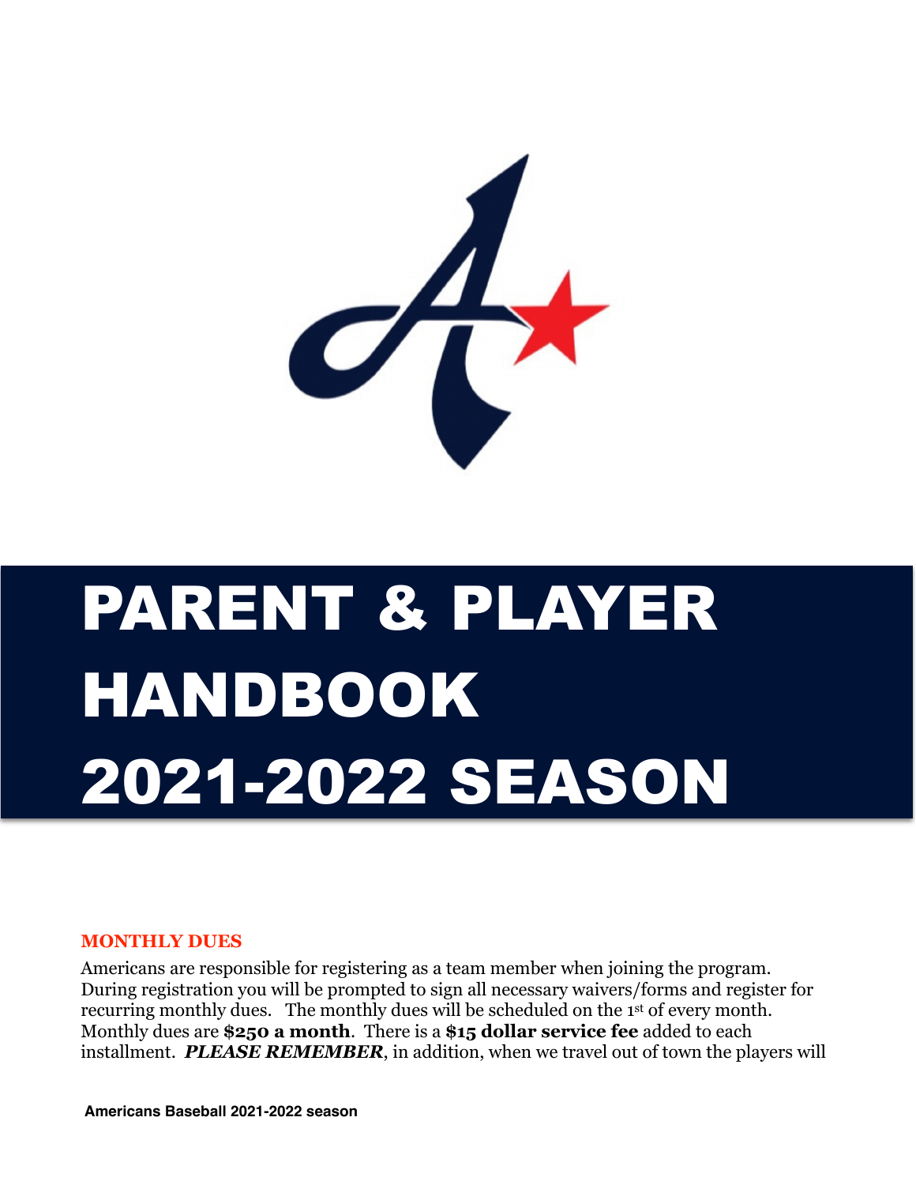# PARENT & PLAYER HANDBOOK 2021-2022 SEASON

## MONTHLY DUES

Americans are responsible for registering as a team member when joining the program. During registration you will be prompted to sign all necessary waivers/forms and register for recurring monthly dues. The monthly dues will be scheduled on the 1st of every month. Monthly dues are **$250 a month**. There is a **$15 dollar service fee** added to each installment. ***PLEASE REMEMBER***, in addition, when we travel out of town the players will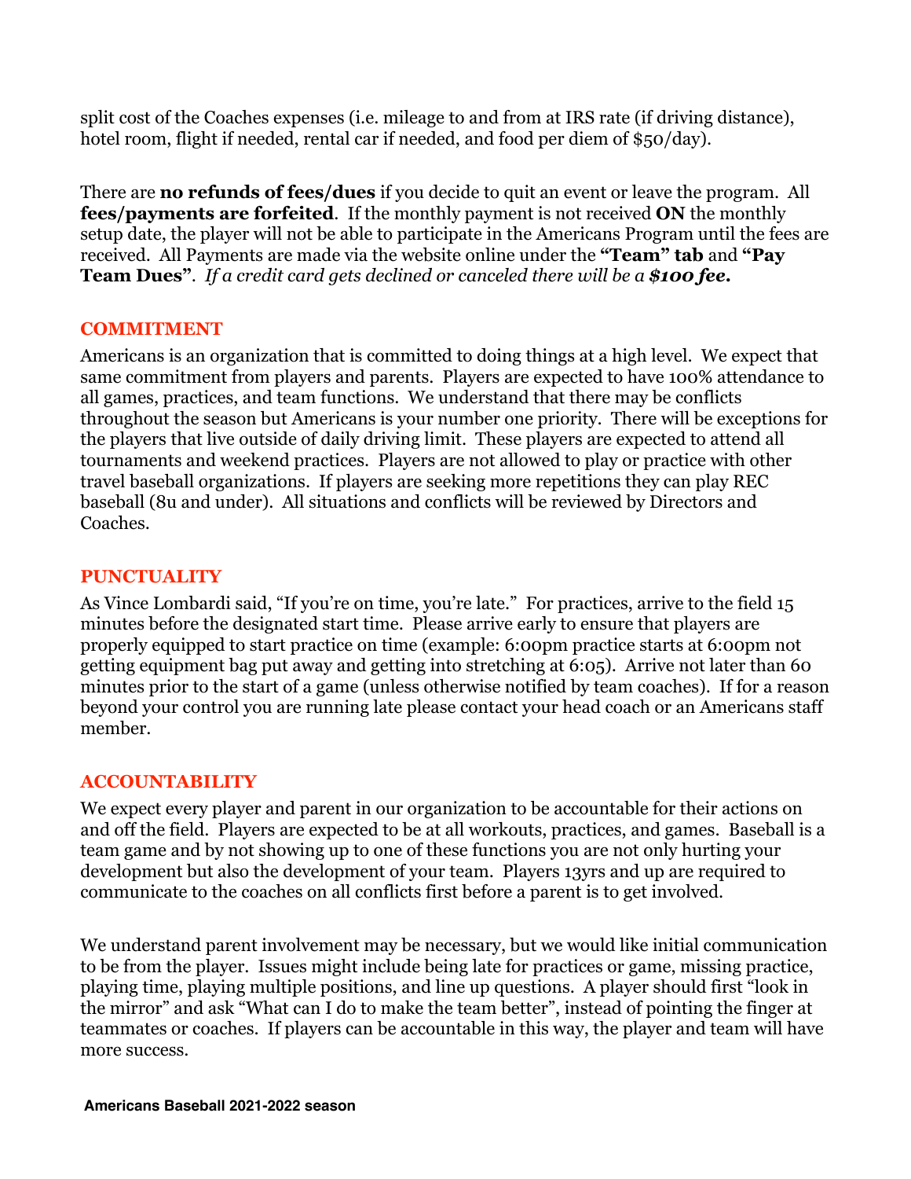split cost of the Coaches expenses (i.e. mileage to and from at IRS rate (if driving distance), hotel room, flight if needed, rental car if needed, and food per diem of $50/day).

There are **no refunds of fees/dues** if you decide to quit an event or leave the program. All **fees/payments are forfeited**. If the monthly payment is not received **ON** the monthly setup date, the player will not be able to participate in the Americans Program until the fees are received. All Payments are made via the website online under the **"Team" tab** and **"Pay Team Dues"**. *If a credit card gets declined or canceled there will be a **$100 fee.***

## COMMITMENT

Americans is an organization that is committed to doing things at a high level. We expect that same commitment from players and parents. Players are expected to have 100% attendance to all games, practices, and team functions. We understand that there may be conflicts throughout the season but Americans is your number one priority. There will be exceptions for the players that live outside of daily driving limit. These players are expected to attend all tournaments and weekend practices. Players are not allowed to play or practice with other travel baseball organizations. If players are seeking more repetitions they can play REC baseball (8u and under). All situations and conflicts will be reviewed by Directors and Coaches.

## PUNCTUALITY

As Vince Lombardi said, "If you're on time, you're late." For practices, arrive to the field 15 minutes before the designated start time. Please arrive early to ensure that players are properly equipped to start practice on time (example: 6:00pm practice starts at 6:00pm not getting equipment bag put away and getting into stretching at 6:05). Arrive not later than 60 minutes prior to the start of a game (unless otherwise notified by team coaches). If for a reason beyond your control you are running late please contact your head coach or an Americans staff member.

## ACCOUNTABILITY

We expect every player and parent in our organization to be accountable for their actions on and off the field. Players are expected to be at all workouts, practices, and games. Baseball is a team game and by not showing up to one of these functions you are not only hurting your development but also the development of your team. Players 13yrs and up are required to communicate to the coaches on all conflicts first before a parent is to get involved.

We understand parent involvement may be necessary, but we would like initial communication to be from the player. Issues might include being late for practices or game, missing practice, playing time, playing multiple positions, and line up questions. A player should first "look in the mirror" and ask "What can I do to make the team better", instead of pointing the finger at teammates or coaches. If players can be accountable in this way, the player and team will have more success.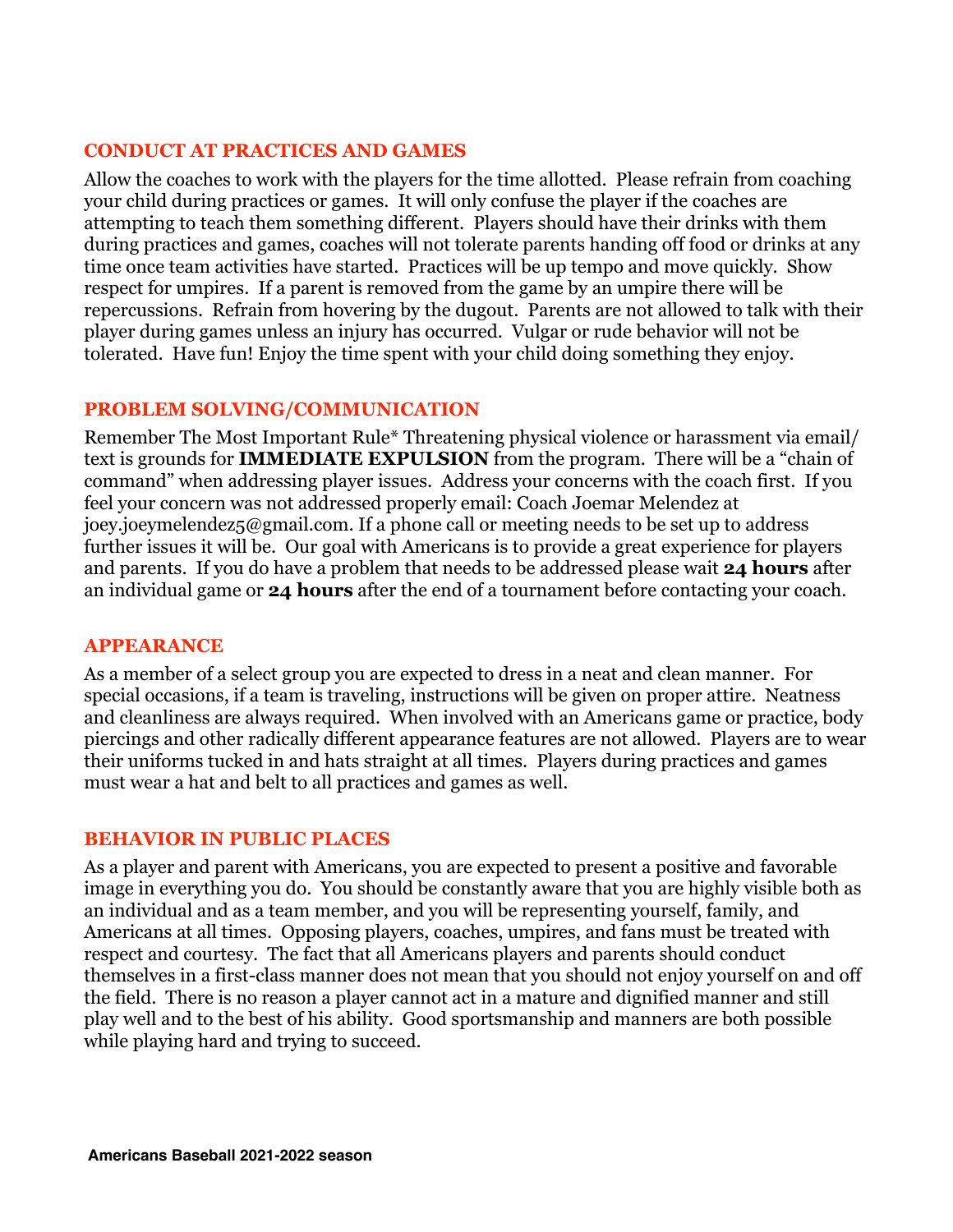## CONDUCT AT PRACTICES AND GAMES

Allow the coaches to work with the players for the time allotted. Please refrain from coaching your child during practices or games. It will only confuse the player if the coaches are attempting to teach them something different. Players should have their drinks with them during practices and games, coaches will not tolerate parents handing off food or drinks at any time once team activities have started. Practices will be up tempo and move quickly. Show respect for umpires. If a parent is removed from the game by an umpire there will be repercussions. Refrain from hovering by the dugout. Parents are not allowed to talk with their player during games unless an injury has occurred. Vulgar or rude behavior will not be tolerated. Have fun! Enjoy the time spent with your child doing something they enjoy.

## PROBLEM SOLVING/COMMUNICATION

Remember The Most Important Rule* Threatening physical violence or harassment via email/text is grounds for **IMMEDIATE EXPULSION** from the program. There will be a "chain of command" when addressing player issues. Address your concerns with the coach first. If you feel your concern was not addressed properly email: Coach Joemar Melendez at joey.joeymelendez5@gmail.com. If a phone call or meeting needs to be set up to address further issues it will be. Our goal with Americans is to provide a great experience for players and parents. If you do have a problem that needs to be addressed please wait **24 hours** after an individual game or **24 hours** after the end of a tournament before contacting your coach.

## APPEARANCE

As a member of a select group you are expected to dress in a neat and clean manner. For special occasions, if a team is traveling, instructions will be given on proper attire. Neatness and cleanliness are always required. When involved with an Americans game or practice, body piercings and other radically different appearance features are not allowed. Players are to wear their uniforms tucked in and hats straight at all times. Players during practices and games must wear a hat and belt to all practices and games as well.

## BEHAVIOR IN PUBLIC PLACES

As a player and parent with Americans, you are expected to present a positive and favorable image in everything you do. You should be constantly aware that you are highly visible both as an individual and as a team member, and you will be representing yourself, family, and Americans at all times. Opposing players, coaches, umpires, and fans must be treated with respect and courtesy. The fact that all Americans players and parents should conduct themselves in a first-class manner does not mean that you should not enjoy yourself on and off the field. There is no reason a player cannot act in a mature and dignified manner and still play well and to the best of his ability. Good sportsmanship and manners are both possible while playing hard and trying to succeed.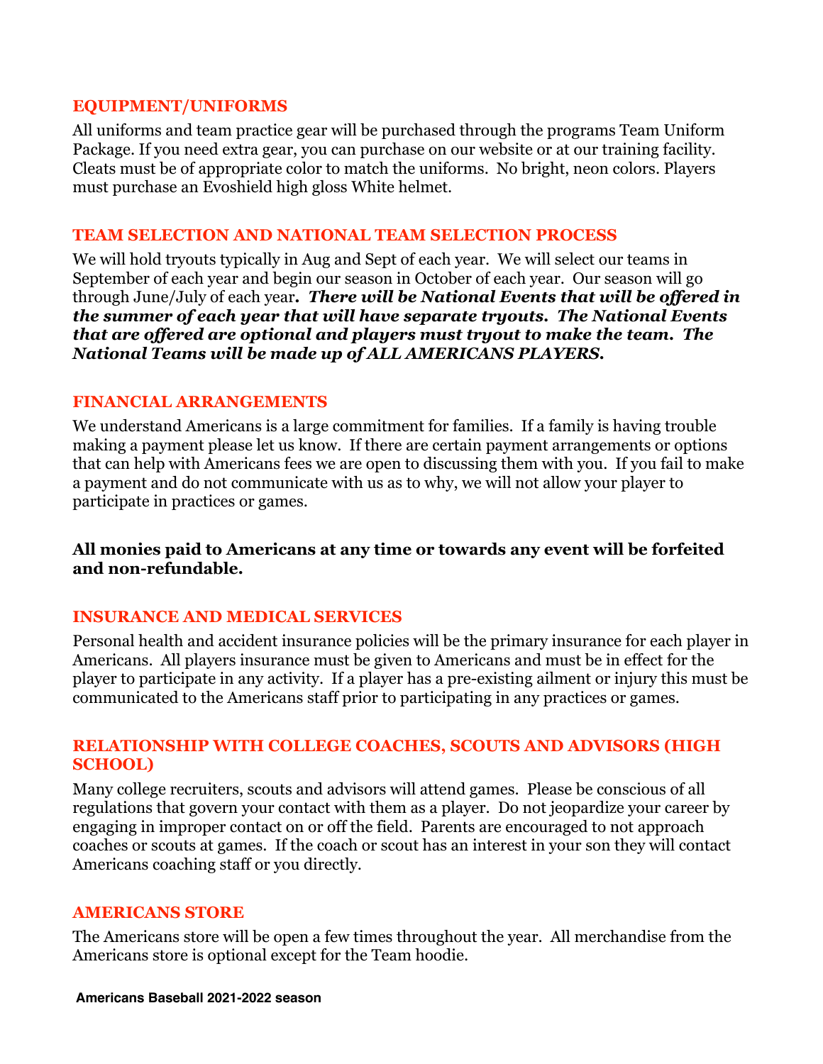## EQUIPMENT/UNIFORMS

All uniforms and team practice gear will be purchased through the programs Team Uniform Package. If you need extra gear, you can purchase on our website or at our training facility. Cleats must be of appropriate color to match the uniforms. No bright, neon colors. Players must purchase an Evoshield high gloss White helmet.

## TEAM SELECTION AND NATIONAL TEAM SELECTION PROCESS

We will hold tryouts typically in Aug and Sept of each year. We will select our teams in September of each year and begin our season in October of each year. Our season will go through June/July of each year***. There will be National Events that will be offered in the summer of each year that will have separate tryouts. The National Events that are offered are optional and players must tryout to make the team. The National Teams will be made up of ALL AMERICANS PLAYERS.***

## FINANCIAL ARRANGEMENTS

We understand Americans is a large commitment for families. If a family is having trouble making a payment please let us know. If there are certain payment arrangements or options that can help with Americans fees we are open to discussing them with you. If you fail to make a payment and do not communicate with us as to why, we will not allow your player to participate in practices or games.

**All monies paid to Americans at any time or towards any event will be forfeited and non-refundable.**

## INSURANCE AND MEDICAL SERVICES

Personal health and accident insurance policies will be the primary insurance for each player in Americans. All players insurance must be given to Americans and must be in effect for the player to participate in any activity. If a player has a pre-existing ailment or injury this must be communicated to the Americans staff prior to participating in any practices or games.

## RELATIONSHIP WITH COLLEGE COACHES, SCOUTS AND ADVISORS (HIGH SCHOOL)

Many college recruiters, scouts and advisors will attend games. Please be conscious of all regulations that govern your contact with them as a player. Do not jeopardize your career by engaging in improper contact on or off the field. Parents are encouraged to not approach coaches or scouts at games. If the coach or scout has an interest in your son they will contact Americans coaching staff or you directly.

## AMERICANS STORE

The Americans store will be open a few times throughout the year. All merchandise from the Americans store is optional except for the Team hoodie.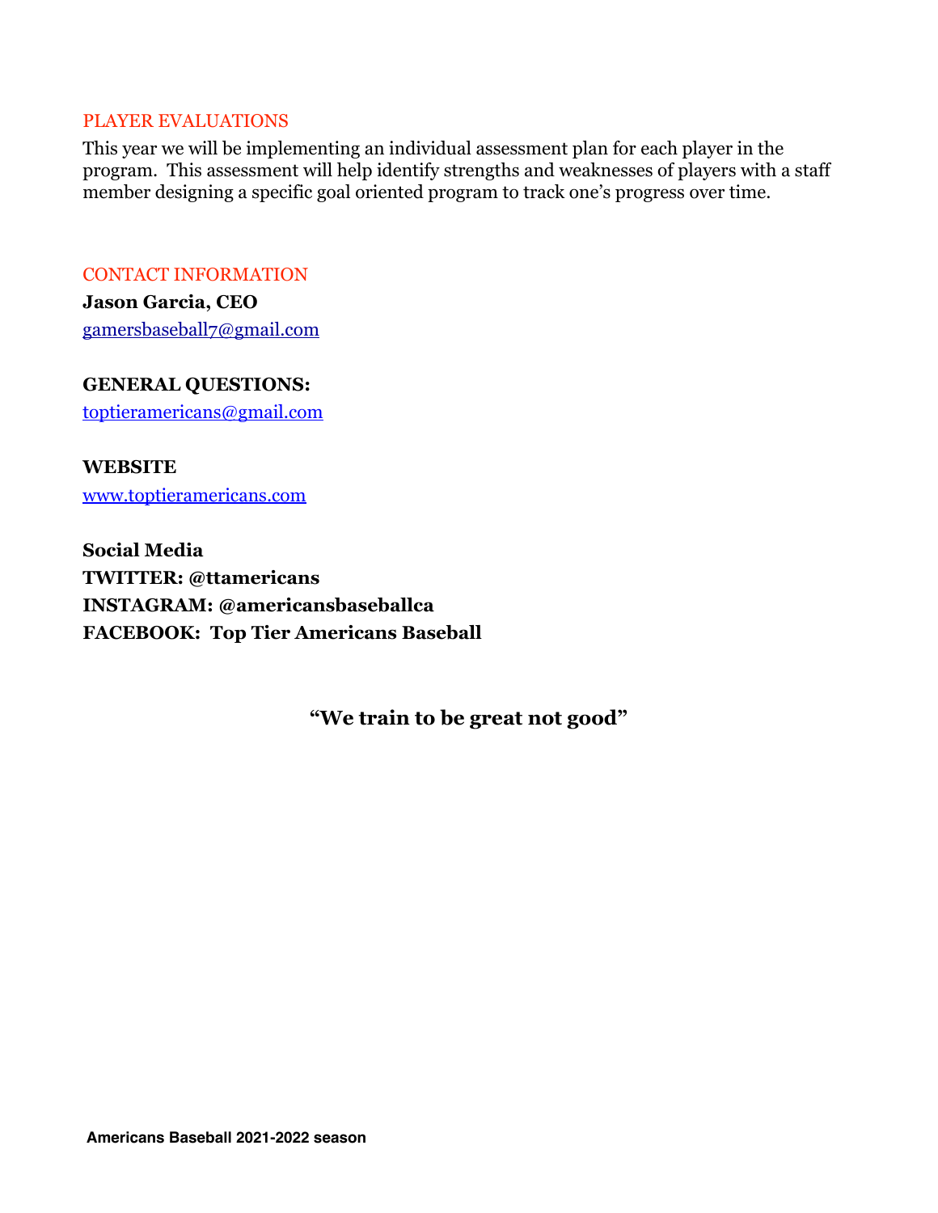## PLAYER EVALUATIONS

This year we will be implementing an individual assessment plan for each player in the program. This assessment will help identify strengths and weaknesses of players with a staff member designing a specific goal oriented program to track one's progress over time.

## CONTACT INFORMATION

**Jason Garcia, CEO**
gamersbaseball7@gmail.com

**GENERAL QUESTIONS:**
toptieramericans@gmail.com

**WEBSITE**
www.toptieramericans.com

**Social Media**
**TWITTER: @ttamericans**
**INSTAGRAM: @americansbaseballca**
**FACEBOOK: Top Tier Americans Baseball**

**"We train to be great not good"**